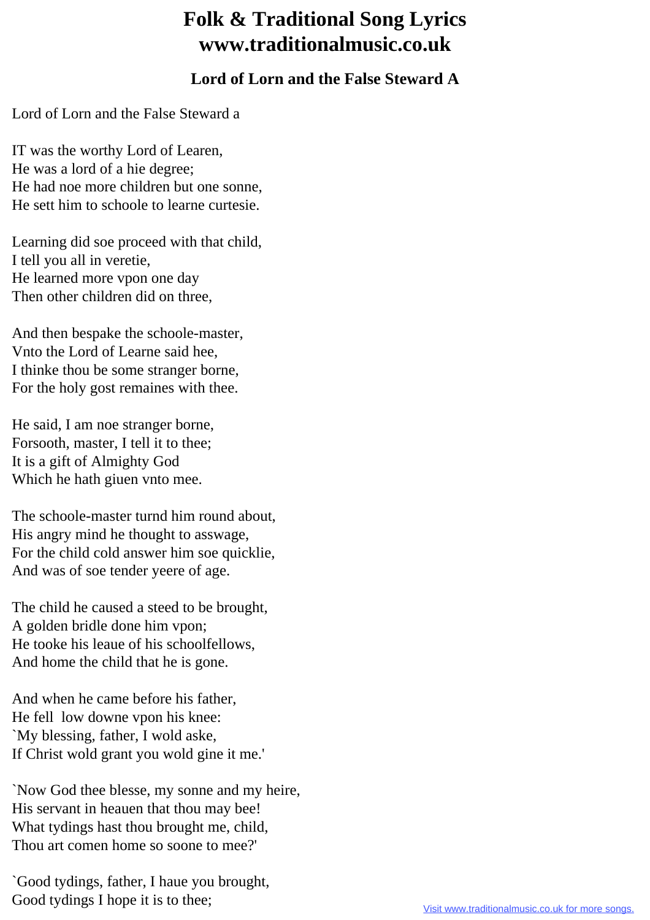# Folk & Traditional Song Lyrics
# www.traditionalmusic.co.uk

### Lord of Lorn and the False Steward A

Lord of Lorn and the False Steward a

IT was the worthy Lord of Learen,
He was a lord of a hie degree;
He had noe more children but one sonne,
He sett him to schoole to learne curtesie.

Learning did soe proceed with that child,
I tell you all in veretie,
He learned more vpon one day
Then other children did on three,

And then bespake the schoole-master,
Vnto the Lord of Learne said hee,
I thinke thou be some stranger borne,
For the holy gost remaines with thee.

He said, I am noe stranger borne,
Forsooth, master, I tell it to thee;
It is a gift of Almighty God
Which he hath giuen vnto mee.

The schoole-master turnd him round about,
His angry mind he thought to asswage,
For the child cold answer him soe quicklie,
And was of soe tender yeere of age.

The child he caused a steed to be brought,
A golden bridle done him vpon;
He tooke his leaue of his schoolfellows,
And home the child that he is gone.

And when he came before his father,
He fell low downe vpon his knee:
`My blessing, father, I wold aske,
If Christ wold grant you wold gine it me.'

`Now God thee blesse, my sonne and my heire,
His servant in heauen that thou may bee!
What tydings hast thou brought me, child,
Thou art comen home so soone to mee?'

`Good tydings, father, I haue you brought,
Good tydings I hope it is to thee;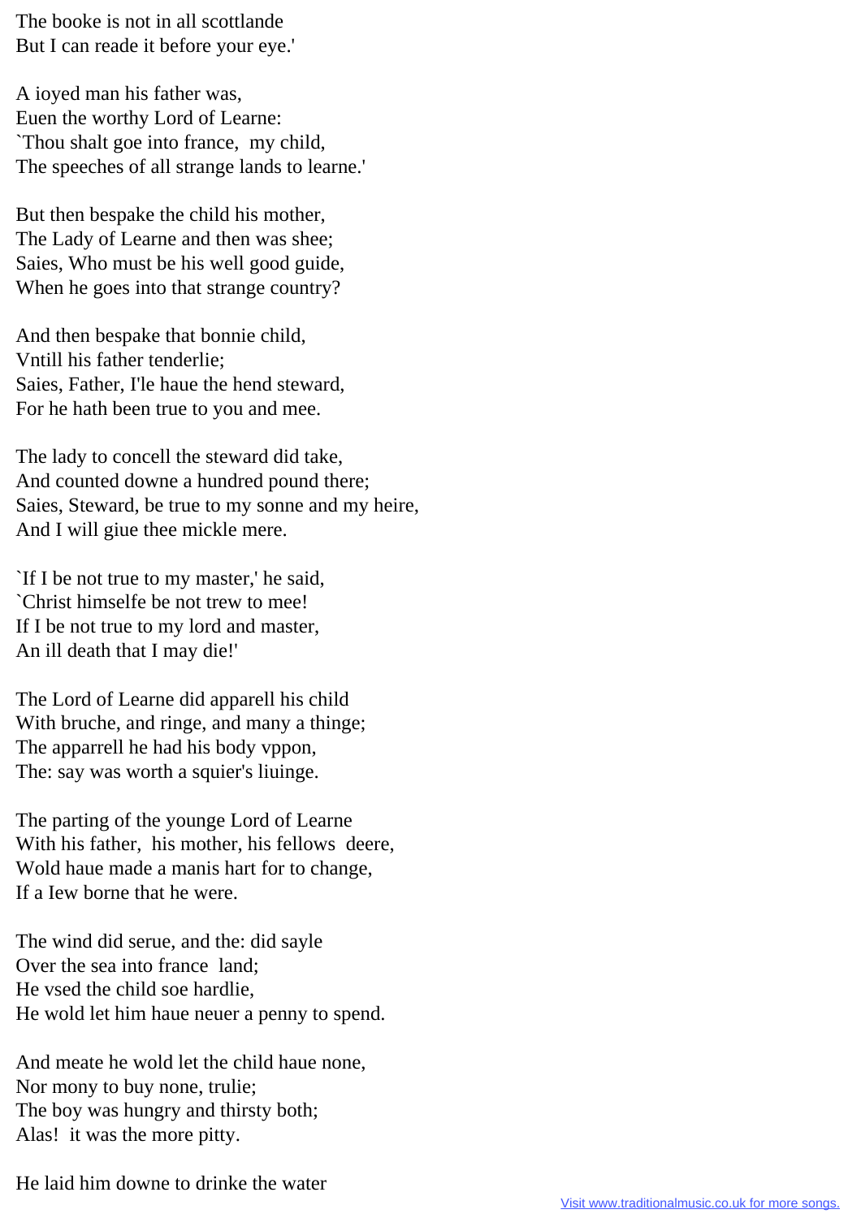The booke is not in all scottlande
But I can reade it before your eye.'

A ioyed man his father was,
Euen the worthy Lord of Learne:
`Thou shalt goe into france, my child,
The speeches of all strange lands to learne.'

But then bespake the child his mother,
The Lady of Learne and then was shee;
Saies, Who must be his well good guide,
When he goes into that strange country?

And then bespake that bonnie child,
Vntill his father tenderlie;
Saies, Father, I'le haue the hend steward,
For he hath been true to you and mee.

The lady to concell the steward did take,
And counted downe a hundred pound there;
Saies, Steward, be true to my sonne and my heire,
And I will giue thee mickle mere.

`If I be not true to my master,' he said,
`Christ himselfe be not trew to mee!
If I be not true to my lord and master,
An ill death that I may die!'

The Lord of Learne did apparell his child
With bruche, and ringe, and many a thinge;
The apparrell he had his body vppon,
The: say was worth a squier's liuinge.

The parting of the younge Lord of Learne
With his father, his mother, his fellows deere,
Wold haue made a manis hart for to change,
If a Iew borne that he were.

The wind did serue, and the: did sayle
Over the sea into france land;
He vsed the child soe hardlie,
He wold let him haue neuer a penny to spend.

And meate he wold let the child haue none,
Nor mony to buy none, trulie;
The boy was hungry and thirsty both;
Alas! it was the more pitty.

He laid him downe to drinke the water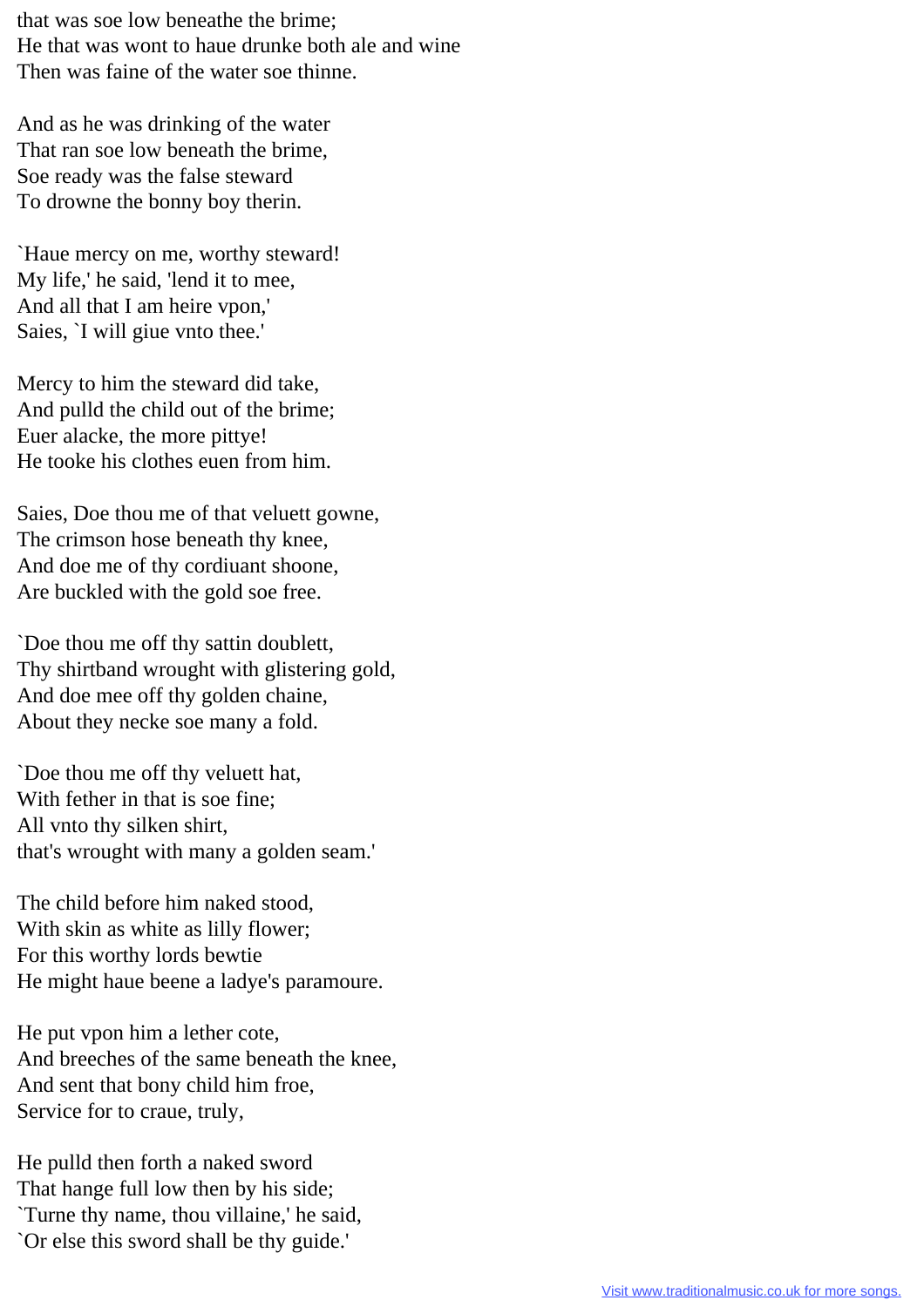that was soe low beneathe the brime;
He that was wont to haue drunke both ale and wine
Then was faine of the water soe thinne.

And as he was drinking of the water
That ran soe low beneath the brime,
Soe ready was the false steward
To drowne the bonny boy therin.

`Haue mercy on me, worthy steward!
My life,' he said, 'lend it to mee,
And all that I am heire vpon,'
Saies, `I will giue vnto thee.'

Mercy to him the steward did take,
And pulld the child out of the brime;
Euer alacke, the more pittye!
He tooke his clothes euen from him.

Saies, Doe thou me of that veluett gowne,
The crimson hose beneath thy knee,
And doe me of thy cordiuant shoone,
Are buckled with the gold soe free.

`Doe thou me off thy sattin doublett,
Thy shirtband wrought with glistering gold,
And doe mee off thy golden chaine,
About they necke soe many a fold.

`Doe thou me off thy veluett hat,
With fether in that is soe fine;
All vnto thy silken shirt,
that's wrought with many a golden seam.'

The child before him naked stood,
With skin as white as lilly flower;
For this worthy lords bewtie
He might haue beene a ladye's paramoure.

He put vpon him a lether cote,
And breeches of the same beneath the knee,
And sent that bony child him froe,
Service for to craue, truly,

He pulld then forth a naked sword
That hange full low then by his side;
`Turne thy name, thou villaine,' he said,
`Or else this sword shall be thy guide.'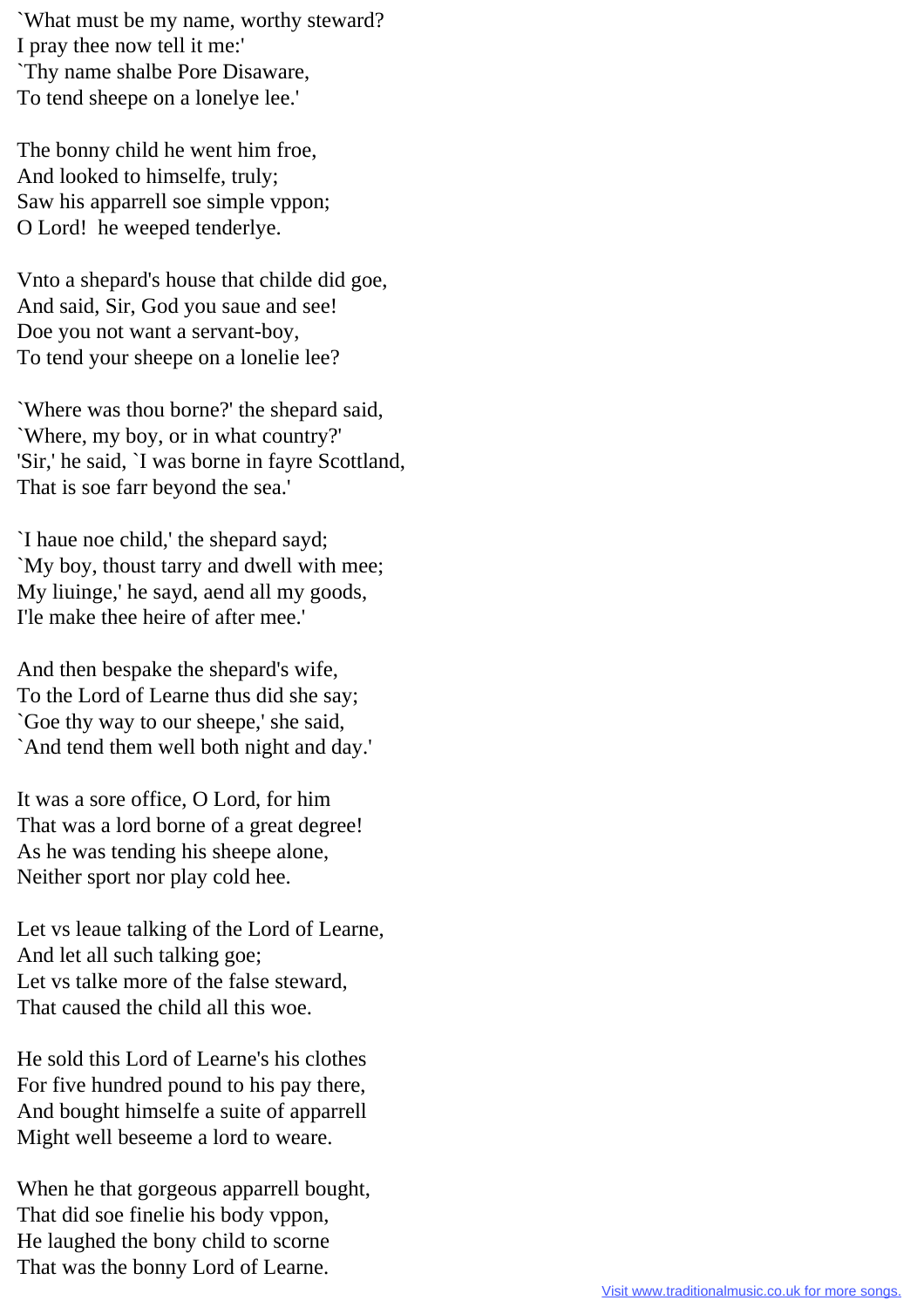`What must be my name, worthy steward?
I pray thee now tell it me:'
`Thy name shalbe Pore Disaware,
To tend sheepe on a lonelye lee.'

The bonny child he went him froe,
And looked to himselfe, truly;
Saw his apparrell soe simple vppon;
O Lord! he weeped tenderlye.

Vnto a shepard's house that childe did goe,
And said, Sir, God you saue and see!
Doe you not want a servant-boy,
To tend your sheepe on a lonelie lee?

`Where was thou borne?' the shepard said,
`Where, my boy, or in what country?'
'Sir,' he said, `I was borne in fayre Scottland,
That is soe farr beyond the sea.'

`I haue noe child,' the shepard sayd;
`My boy, thoust tarry and dwell with mee;
My liuinge,' he sayd, aend all my goods,
I'le make thee heire of after mee.'

And then bespake the shepard's wife,
To the Lord of Learne thus did she say;
`Goe thy way to our sheepe,' she said,
`And tend them well both night and day.'

It was a sore office, O Lord, for him
That was a lord borne of a great degree!
As he was tending his sheepe alone,
Neither sport nor play cold hee.

Let vs leaue talking of the Lord of Learne,
And let all such talking goe;
Let vs talke more of the false steward,
That caused the child all this woe.

He sold this Lord of Learne's his clothes
For five hundred pound to his pay there,
And bought himselfe a suite of apparrell
Might well beseeme a lord to weare.

When he that gorgeous apparrell bought,
That did soe finelie his body vppon,
He laughed the bony child to scorne
That was the bonny Lord of Learne.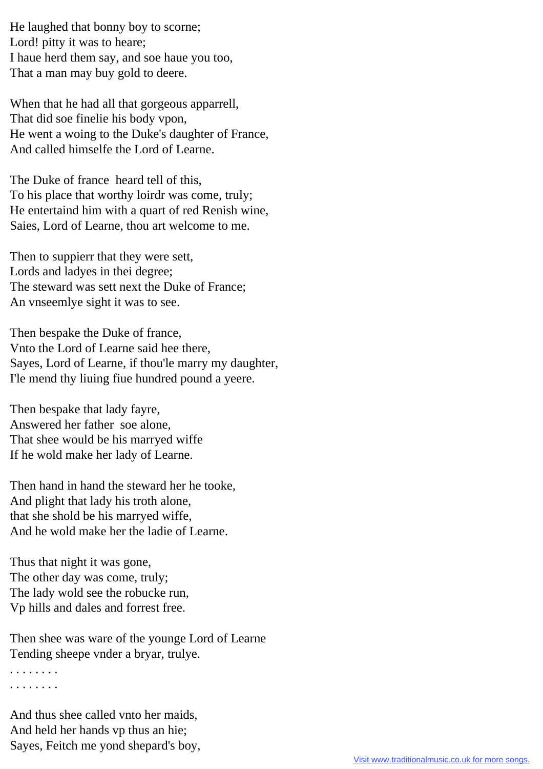He laughed that bonny boy to scorne;
Lord! pitty it was to heare;
I haue herd them say, and soe haue you too,
That a man may buy gold to deere.

When that he had all that gorgeous apparrell,
That did soe finelie his body vpon,
He went a woing to the Duke's daughter of France,
And called himselfe the Lord of Learne.

The Duke of france heard tell of this,
To his place that worthy loirdr was come, truly;
He entertaind him with a quart of red Renish wine,
Saies, Lord of Learne, thou art welcome to me.

Then to suppierr that they were sett,
Lords and ladyes in thei degree;
The steward was sett next the Duke of France;
An vnseemlye sight it was to see.

Then bespake the Duke of france,
Vnto the Lord of Learne said hee there,
Sayes, Lord of Learne, if thou'le marry my daughter,
I'le mend thy liuing fiue hundred pound a yeere.

Then bespake that lady fayre,
Answered her father soe alone,
That shee would be his marryed wiffe
If he wold make her lady of Learne.

Then hand in hand the steward her he tooke,
And plight that lady his troth alone,
that she shold be his marryed wiffe,
And he wold make her the ladie of Learne.

Thus that night it was gone,
The other day was come, truly;
The lady wold see the robucke run,
Vp hills and dales and forrest free.

Then shee was ware of the younge Lord of Learne
Tending sheepe vnder a bryar, trulye.
. . . . . . . .
. . . . . . . .

And thus shee called vnto her maids,
And held her hands vp thus an hie;
Sayes, Feitch me yond shepard's boy,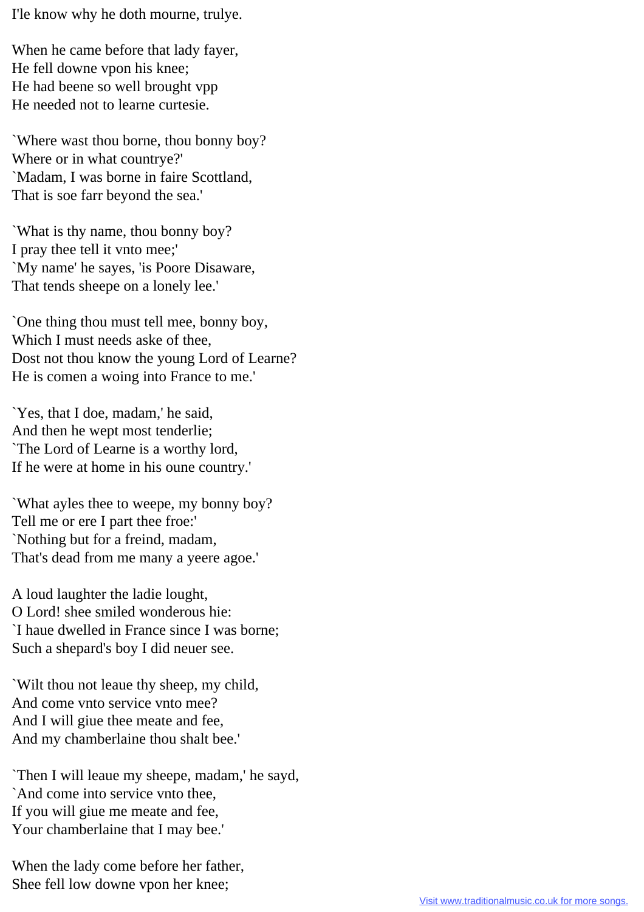I'le know why he doth mourne, trulye.

When he came before that lady fayer,
He fell downe vpon his knee;
He had beene so well brought vpp
He needed not to learne curtesie.

`Where wast thou borne, thou bonny boy?
Where or in what countrye?'
`Madam, I was borne in faire Scottland,
That is soe farr beyond the sea.'

`What is thy name, thou bonny boy?
I pray thee tell it vnto mee;'
`My name' he sayes, 'is Poore Disaware,
That tends sheepe on a lonely lee.'

`One thing thou must tell mee, bonny boy,
Which I must needs aske of thee,
Dost not thou know the young Lord of Learne?
He is comen a woing into France to me.'

`Yes, that I doe, madam,' he said,
And then he wept most tenderlie;
`The Lord of Learne is a worthy lord,
If he were at home in his oune country.'

`What ayles thee to weepe, my bonny boy?
Tell me or ere I part thee froe:'
`Nothing but for a freind, madam,
That's dead from me many a yeere agoe.'

A loud laughter the ladie lought,
O Lord! shee smiled wonderous hie:
`I haue dwelled in France since I was borne;
Such a shepard's boy I did neuer see.

`Wilt thou not leaue thy sheep, my child,
And come vnto service vnto mee?
And I will giue thee meate and fee,
And my chamberlaine thou shalt bee.'

`Then I will leaue my sheepe, madam,' he sayd,
`And come into service vnto thee,
If you will giue me meate and fee,
Your chamberlaine that I may bee.'

When the lady come before her father,
Shee fell low downe vpon her knee;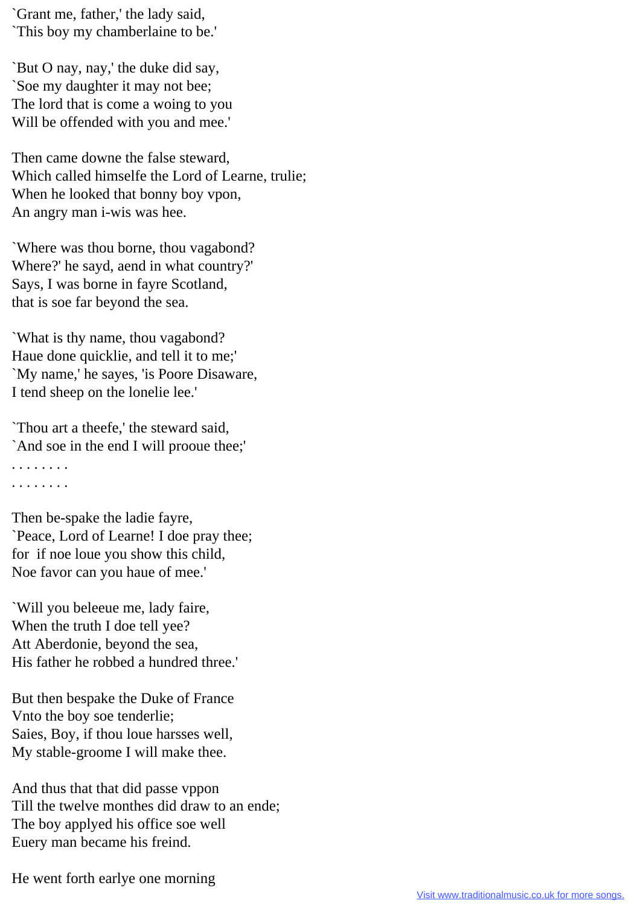`Grant me, father,' the lady said,
`This boy my chamberlaine to be.'

`But O nay, nay,' the duke did say,
`Soe my daughter it may not bee;
The lord that is come a woing to you
Will be offended with you and mee.'

Then came downe the false steward,
Which called himselfe the Lord of Learne, trulie;
When he looked that bonny boy vpon,
An angry man i-wis was hee.

`Where was thou borne, thou vagabond?
Where?' he sayd, aend in what country?'
Says, I was borne in fayre Scotland,
that is soe far beyond the sea.

`What is thy name, thou vagabond?
Haue done quicklie, and tell it to me;'
`My name,' he sayes, 'is Poore Disaware,
I tend sheep on the lonelie lee.'

`Thou art a theefe,' the steward said,
`And soe in the end I will prooue thee;'
. . . . . . . .
. . . . . . . .

Then be-spake the ladie fayre,
`Peace, Lord of Learne! I doe pray thee;
for if noe loue you show this child,
Noe favor can you haue of mee.'

`Will you beleeue me, lady faire,
When the truth I doe tell yee?
Att Aberdonie, beyond the sea,
His father he robbed a hundred three.'

But then bespake the Duke of France
Vnto the boy soe tenderlie;
Saies, Boy, if thou loue harsses well,
My stable-groome I will make thee.

And thus that that did passe vppon
Till the twelve monthes did draw to an ende;
The boy applyed his office soe well
Euery man became his freind.

He went forth earlye one morning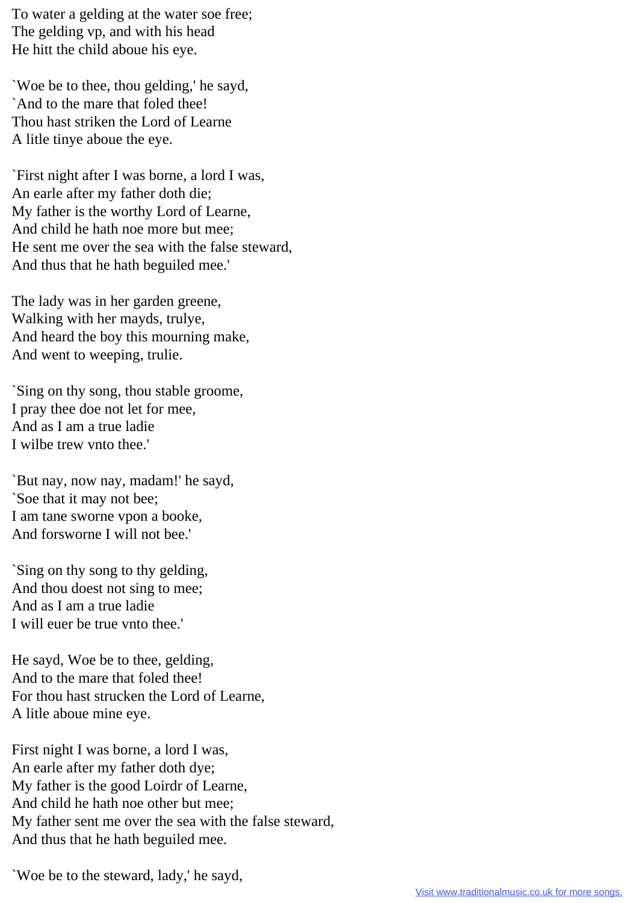To water a gelding at the water soe free;
The gelding vp, and with his head
He hitt the child aboue his eye.

`Woe be to thee, thou gelding,' he sayd,
`And to the mare that foled thee!
Thou hast striken the Lord of Learne
A litle tinye aboue the eye.

`First night after I was borne, a lord I was,
An earle after my father doth die;
My father is the worthy Lord of Learne,
And child he hath noe more but mee;
He sent me over the sea with the false steward,
And thus that he hath beguiled mee.'

The lady was in her garden greene,
Walking with her mayds, trulye,
And heard the boy this mourning make,
And went to weeping, trulie.

`Sing on thy song, thou stable groome,
I pray thee doe not let for mee,
And as I am a true ladie
I wilbe trew vnto thee.'

`But nay, now nay, madam!' he sayd,
`Soe that it may not bee;
I am tane sworne vpon a booke,
And forsworne I will not bee.'

`Sing on thy song to thy gelding,
And thou doest not sing to mee;
And as I am a true ladie
I will euer be true vnto thee.'

He sayd, Woe be to thee, gelding,
And to the mare that foled thee!
For thou hast strucken the Lord of Learne,
A litle aboue mine eye.

First night I was borne, a lord I was,
An earle after my father doth dye;
My father is the good Loirdr of Learne,
And child he hath noe other but mee;
My father sent me over the sea with the false steward,
And thus that he hath beguiled mee.

`Woe be to the steward, lady,' he sayd,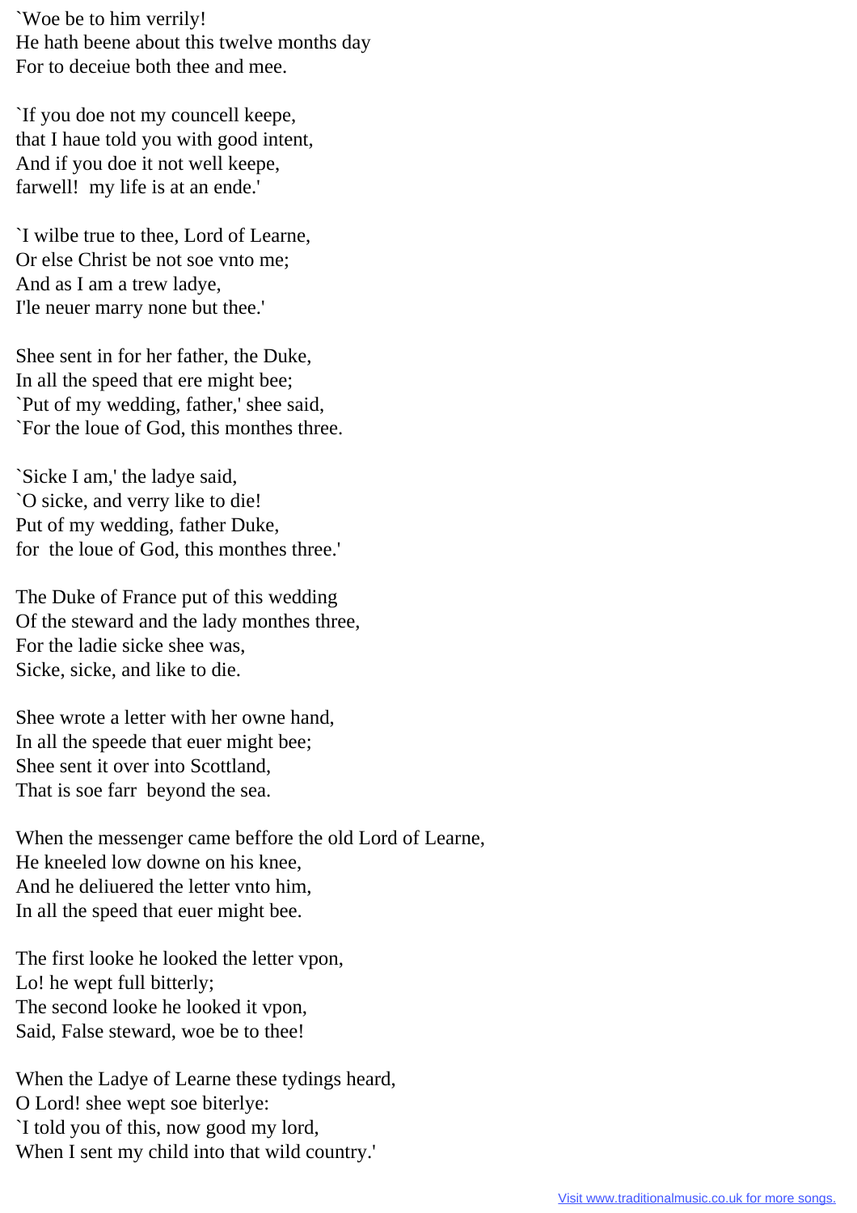`Woe be to him verrily!
He hath beene about this twelve months day
For to deceiue both thee and mee.

`If you doe not my councell keepe,
that I haue told you with good intent,
And if you doe it not well keepe,
farwell!  my life is at an ende.'

`I wilbe true to thee, Lord of Learne,
Or else Christ be not soe vnto me;
And as I am a trew ladye,
I'le neuer marry none but thee.'

Shee sent in for her father, the Duke,
In all the speed that ere might bee;
`Put of my wedding, father,' shee said,
`For the loue of God, this monthes three.

`Sicke I am,' the ladye said,
`O sicke, and verry like to die!
Put of my wedding, father Duke,
for  the loue of God, this monthes three.'

The Duke of France put of this wedding
Of the steward and the lady monthes three,
For the ladie sicke shee was,
Sicke, sicke, and like to die.

Shee wrote a letter with her owne hand,
In all the speede that euer might bee;
Shee sent it over into Scottland,
That is soe farr  beyond the sea.

When the messenger came beffore the old Lord of Learne,
He kneeled low downe on his knee,
And he deliuered the letter vnto him,
In all the speed that euer might bee.

The first looke he looked the letter vpon,
Lo! he wept full bitterly;
The second looke he looked it vpon,
Said, False steward, woe be to thee!

When the Ladye of Learne these tydings heard,
O Lord! shee wept soe biterlye:
`I told you of this, now good my lord,
When I sent my child into that wild country.'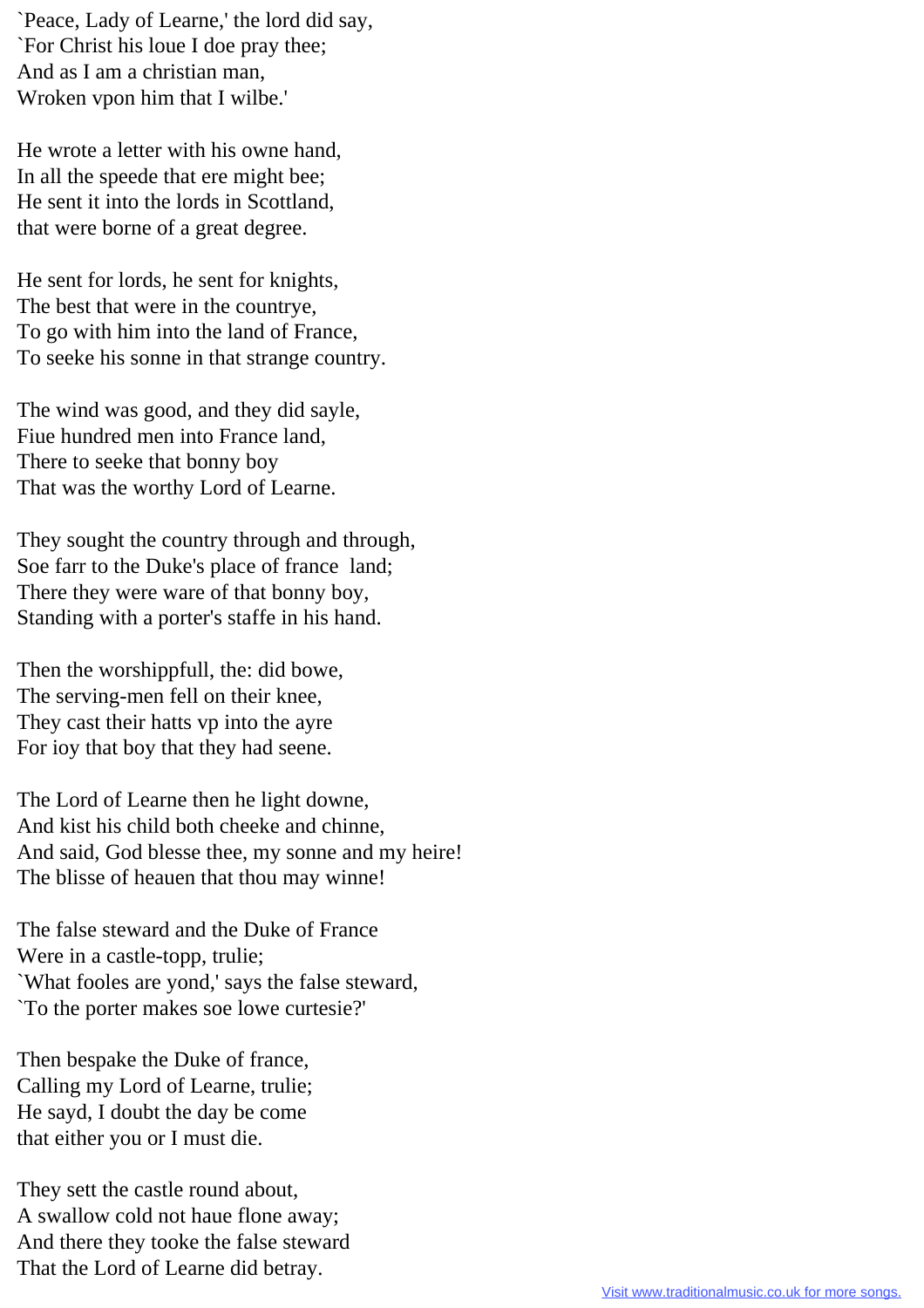`Peace, Lady of Learne,' the lord did say,
`For Christ his loue I doe pray thee;
And as I am a christian man,
Wroken vpon him that I wilbe.'

He wrote a letter with his owne hand,
In all the speede that ere might bee;
He sent it into the lords in Scottland,
that were borne of a great degree.

He sent for lords, he sent for knights,
The best that were in the countrye,
To go with him into the land of France,
To seeke his sonne in that strange country.

The wind was good, and they did sayle,
Fiue hundred men into France land,
There to seeke that bonny boy
That was the worthy Lord of Learne.

They sought the country through and through,
Soe farr to the Duke's place of france land;
There they were ware of that bonny boy,
Standing with a porter's staffe in his hand.

Then the worshippfull, the: did bowe,
The serving-men fell on their knee,
They cast their hatts vp into the ayre
For ioy that boy that they had seene.

The Lord of Learne then he light downe,
And kist his child both cheeke and chinne,
And said, God blesse thee, my sonne and my heire!
The blisse of heauen that thou may winne!

The false steward and the Duke of France
Were in a castle-topp, trulie;
`What fooles are yond,' says the false steward,
`To the porter makes soe lowe curtesie?'

Then bespake the Duke of france,
Calling my Lord of Learne, trulie;
He sayd, I doubt the day be come
that either you or I must die.

They sett the castle round about,
A swallow cold not haue flone away;
And there they tooke the false steward
That the Lord of Learne did betray.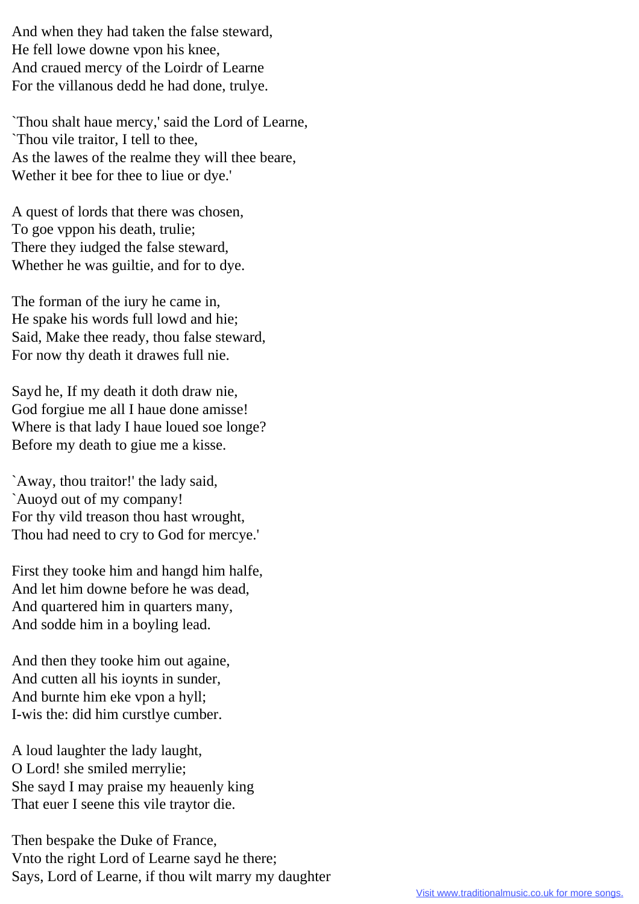And when they had taken the false steward,
He fell lowe downe vpon his knee,
And craued mercy of the Loirdr of Learne
For the villanous dedd he had done, trulye.

`Thou shalt haue mercy,' said the Lord of Learne,
`Thou vile traitor, I tell to thee,
As the lawes of the realme they will thee beare,
Wether it bee for thee to liue or dye.'

A quest of lords that there was chosen,
To goe vppon his death, trulie;
There they iudged the false steward,
Whether he was guiltie, and for to dye.

The forman of the iury he came in,
He spake his words full lowd and hie;
Said, Make thee ready, thou false steward,
For now thy death it drawes full nie.

Sayd he, If my death it doth draw nie,
God forgiue me all I haue done amisse!
Where is that lady I haue loued soe longe?
Before my death to giue me a kisse.

`Away, thou traitor!' the lady said,
`Auoyd out of my company!
For thy vild treason thou hast wrought,
Thou had need to cry to God for mercye.'

First they tooke him and hangd him halfe,
And let him downe before he was dead,
And quartered him in quarters many,
And sodde him in a boyling lead.

And then they tooke him out againe,
And cutten all his ioynts in sunder,
And burnte him eke vpon a hyll;
I-wis the: did him curstlye cumber.

A loud laughter the lady laught,
O Lord! she smiled merrylie;
She sayd I may praise my heauenly king
That euer I seene this vile traytor die.

Then bespake the Duke of France,
Vnto the right Lord of Learne sayd he there;
Says, Lord of Learne, if thou wilt marry my daughter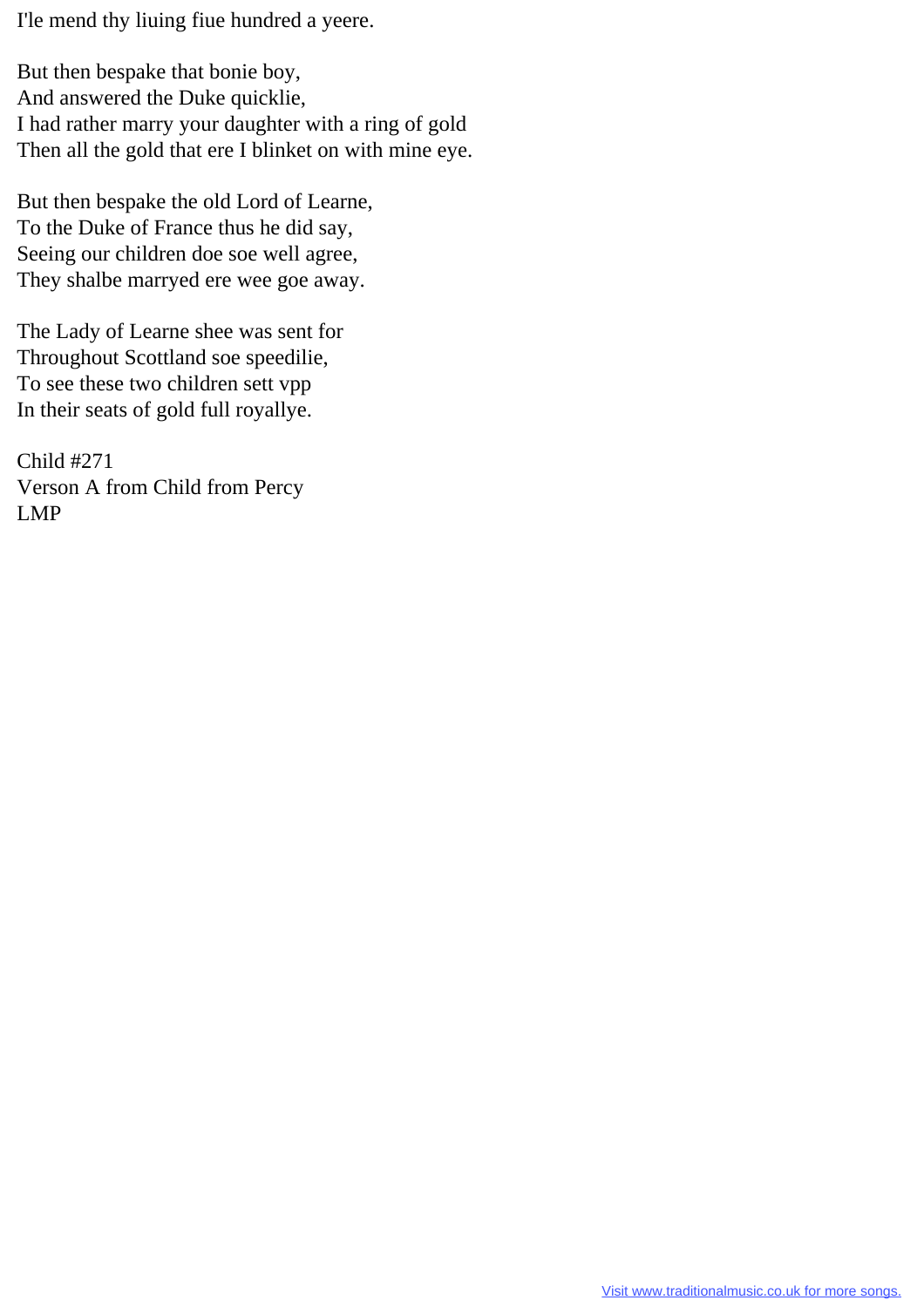I'le mend thy liuing fiue hundred a yeere.

But then bespake that bonie boy,
And answered the Duke quicklie,
I had rather marry your daughter with a ring of gold
Then all the gold that ere I blinket on with mine eye.

But then bespake the old Lord of Learne,
To the Duke of France thus he did say,
Seeing our children doe soe well agree,
They shalbe marryed ere wee goe away.

The Lady of Learne shee was sent for
Throughout Scottland soe speedilie,
To see these two children sett vpp
In their seats of gold full royallye.

Child #271
Verson A from Child from Percy
LMP